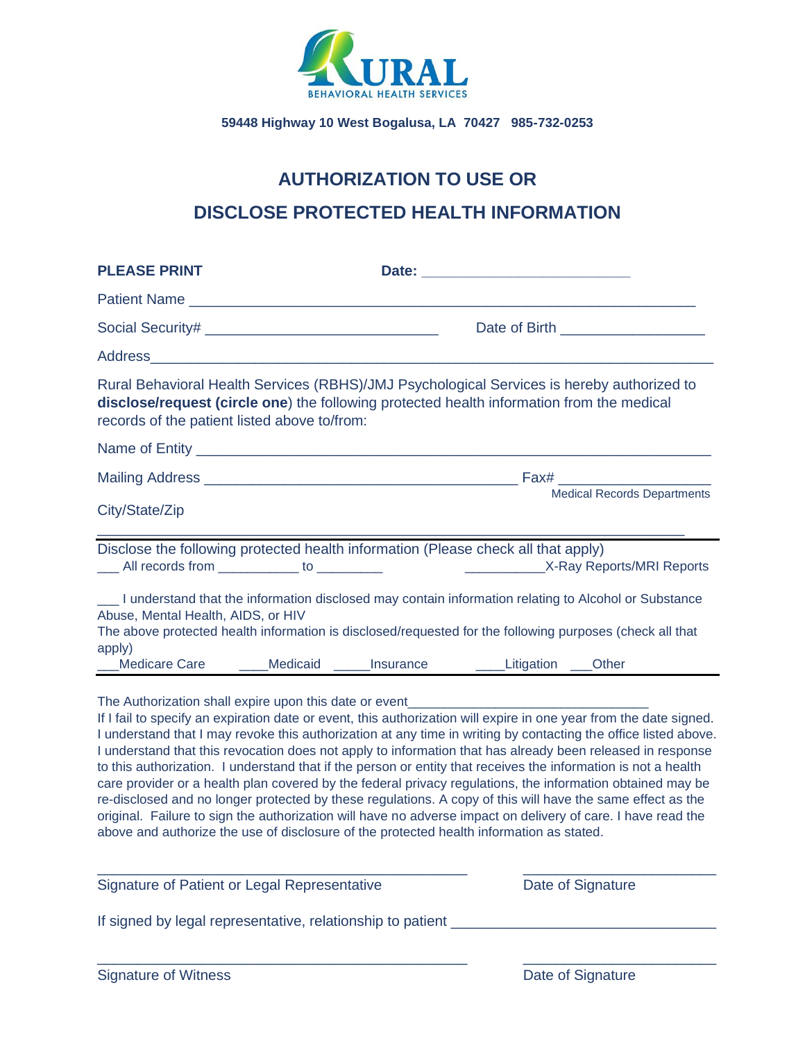**RURAL**
BEHAVIORAL HEALTH SERVICES

**59448 Highway 10 West Bogalusa, LA 70427 985-732-0253**

## AUTHORIZATION TO USE OR DISCLOSE PROTECTED HEALTH INFORMATION

**PLEASE PRINT** **Date:** ________________________

Patient Name ___________________________________________________________

Social Security# ____________________________ Date of Birth _________________

Address_________________________________________________________________

Rural Behavioral Health Services (RBHS)/JMJ Psychological Services is hereby authorized to **disclose/request (circle one**) the following protected health information from the medical records of the patient listed above to/from:

Name of Entity ____________________________________________________________

Mailing Address _____________________________________ Fax# __________________
Medical Records Departments

City/State/Zip
_________________________________________________________________________

Disclose the following protected health information (Please check all that apply)

___ All records from ___________ to _________ ___________X-Ray Reports/MRI Reports

___ I understand that the information disclosed may contain information relating to Alcohol or Substance Abuse, Mental Health, AIDS, or HIV

The above protected health information is disclosed/requested for the following purposes (check all that apply)

___Medicare Care ____Medicaid _____Insurance ____Litigation ___Other

The Authorization shall expire upon this date or event________________________________
If I fail to specify an expiration date or event, this authorization will expire in one year from the date signed. I understand that I may revoke this authorization at any time in writing by contacting the office listed above. I understand that this revocation does not apply to information that has already been released in response to this authorization. I understand that if the person or entity that receives the information is not a health care provider or a health plan covered by the federal privacy regulations, the information obtained may be re-disclosed and no longer protected by these regulations. A copy of this will have the same effect as the original. Failure to sign the authorization will have no adverse impact on delivery of care. I have read the above and authorize the use of disclosure of the protected health information as stated.

_____________________________________________ ________________________
Signature of Patient or Legal Representative Date of Signature

If signed by legal representative, relationship to patient ________________________________

_____________________________________________ ________________________
Signature of Witness Date of Signature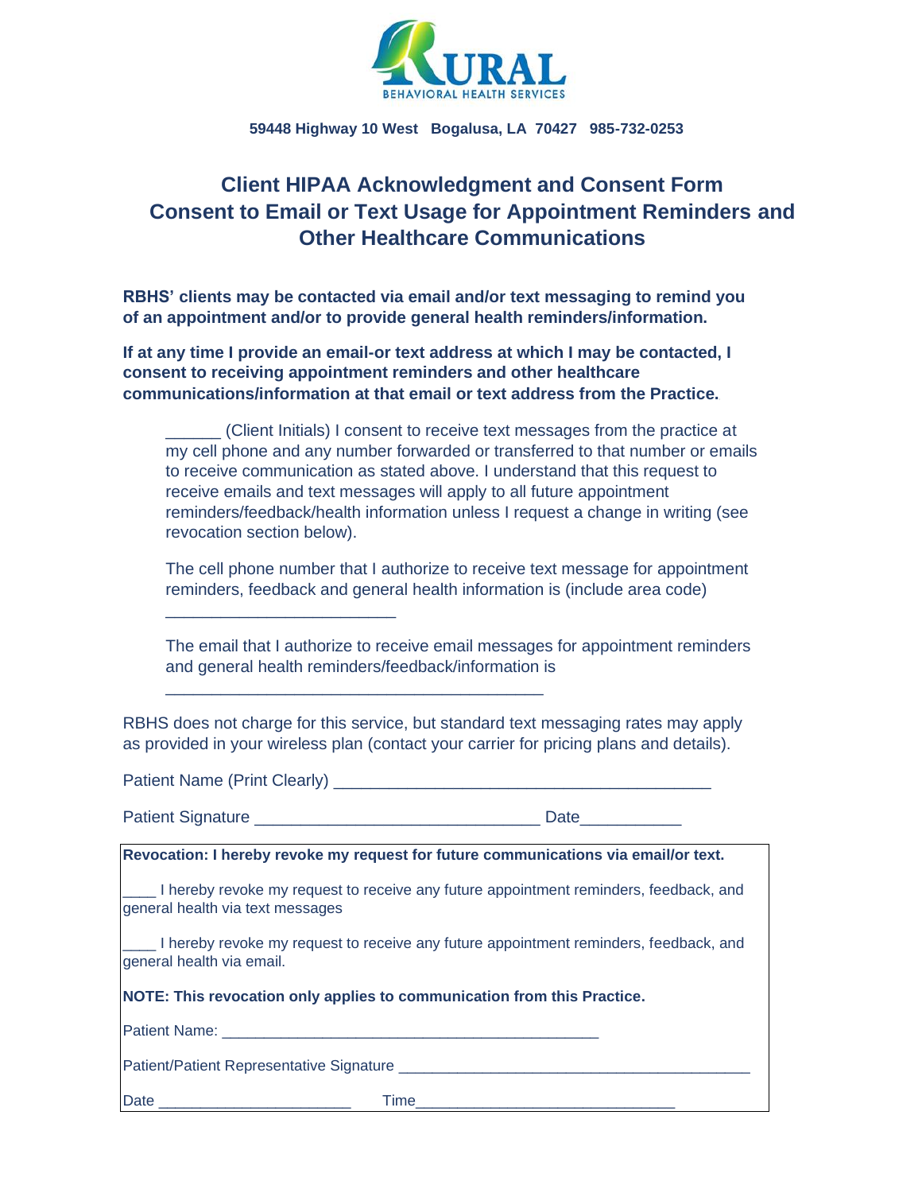RURAL BEHAVIORAL HEALTH SERVICES

**59448 Highway 10 West Bogalusa, LA 70427 985-732-0253**

# Client HIPAA Acknowledgment and Consent Form
## Consent to Email or Text Usage for Appointment Reminders and Other Healthcare Communications

**RBHS' clients may be contacted via email and/or text messaging to remind you of an appointment and/or to provide general health reminders/information.**

**If at any time I provide an email-or text address at which I may be contacted, I consent to receiving appointment reminders and other healthcare communications/information at that email or text address from the Practice.**

______ (Client Initials) I consent to receive text messages from the practice at my cell phone and any number forwarded or transferred to that number or emails to receive communication as stated above. I understand that this request to receive emails and text messages will apply to all future appointment reminders/feedback/health information unless I request a change in writing (see revocation section below).

The cell phone number that I authorize to receive text message for appointment reminders, feedback and general health information is (include area code)

_________________________

The email that I authorize to receive email messages for appointment reminders and general health reminders/feedback/information is

_________________________________________

RBHS does not charge for this service, but standard text messaging rates may apply as provided in your wireless plan (contact your carrier for pricing plans and details).

Patient Name (Print Clearly) _________________________________________

Patient Signature _______________________________ Date___________

---

**Revocation: I hereby revoke my request for future communications via email/or text.**

____ I hereby revoke my request to receive any future appointment reminders, feedback, and general health via text messages

____ I hereby revoke my request to receive any future appointment reminders, feedback, and general health via email.

**NOTE: This revocation only applies to communication from this Practice.**

Patient Name: _______________________________________________

Patient/Patient Representative Signature _____________________________________________

Date ______________________ Time______________________________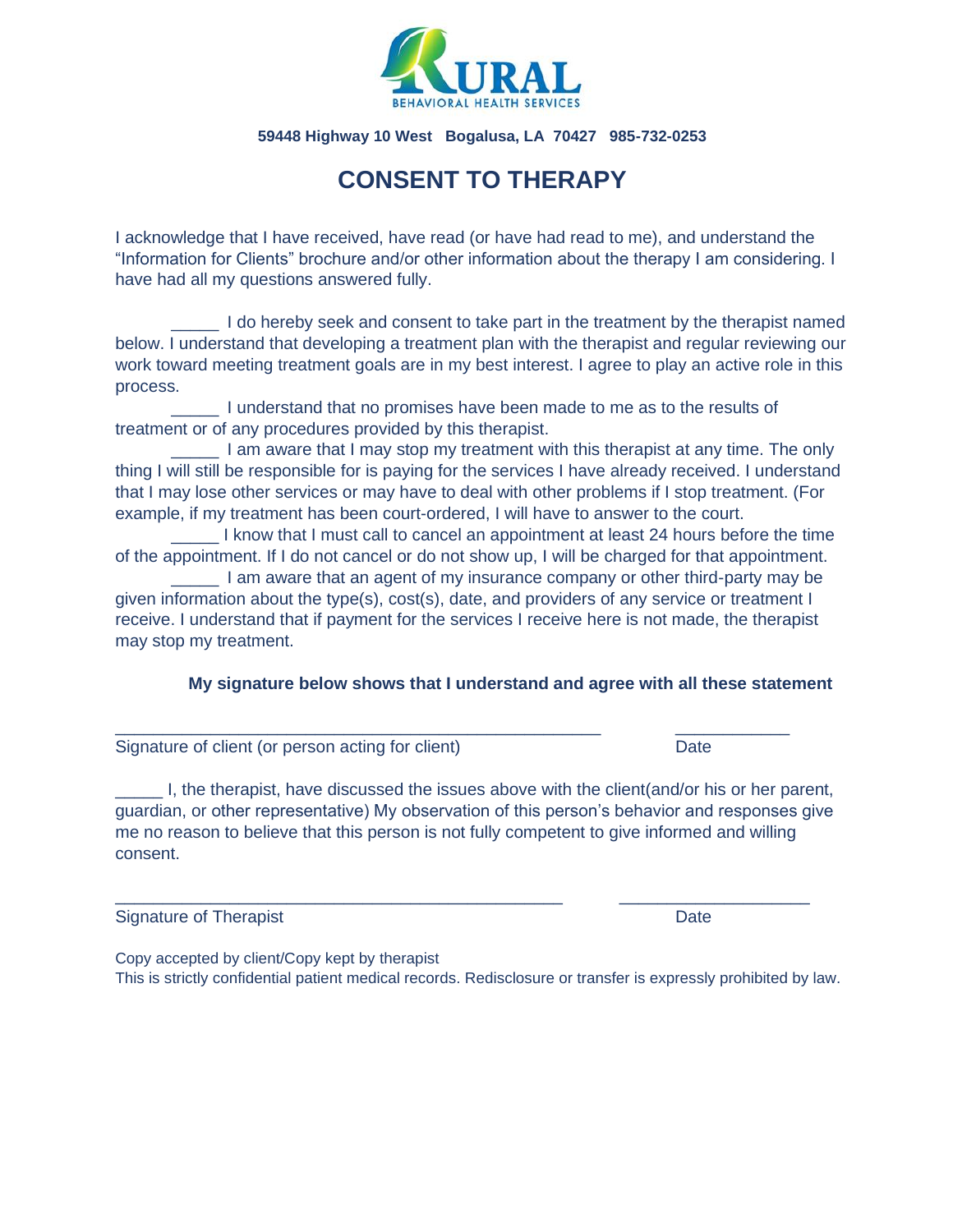RURAL
BEHAVIORAL HEALTH SERVICES

**59448 Highway 10 West   Bogalusa, LA  70427   985-732-0253**

# CONSENT TO THERAPY

I acknowledge that I have received, have read (or have had read to me), and understand the "Information for Clients" brochure and/or other information about the therapy I am considering. I have had all my questions answered fully.

_____ I do hereby seek and consent to take part in the treatment by the therapist named below. I understand that developing a treatment plan with the therapist and regular reviewing our work toward meeting treatment goals are in my best interest. I agree to play an active role in this process.

_____ I understand that no promises have been made to me as to the results of treatment or of any procedures provided by this therapist.

_____ I am aware that I may stop my treatment with this therapist at any time. The only thing I will still be responsible for is paying for the services I have already received. I understand that I may lose other services or may have to deal with other problems if I stop treatment. (For example, if my treatment has been court-ordered, I will have to answer to the court.

_____ I know that I must call to cancel an appointment at least 24 hours before the time of the appointment. If I do not cancel or do not show up, I will be charged for that appointment.

_____ I am aware that an agent of my insurance company or other third-party may be given information about the type(s), cost(s), date, and providers of any service or treatment I receive. I understand that if payment for the services I receive here is not made, the therapist may stop my treatment.

**My signature below shows that I understand and agree with all these statement**

_____________________________________________________ ____________

Signature of client (or person acting for client)   Date

_____ I, the therapist, have discussed the issues above with the client(and/or his or her parent, guardian, or other representative) My observation of this person's behavior and responses give me no reason to believe that this person is not fully competent to give informed and willing consent.

_________________________________________________ ____________________

Signature of Therapist   Date

Copy accepted by client/Copy kept by therapist

This is strictly confidential patient medical records. Redisclosure or transfer is expressly prohibited by law.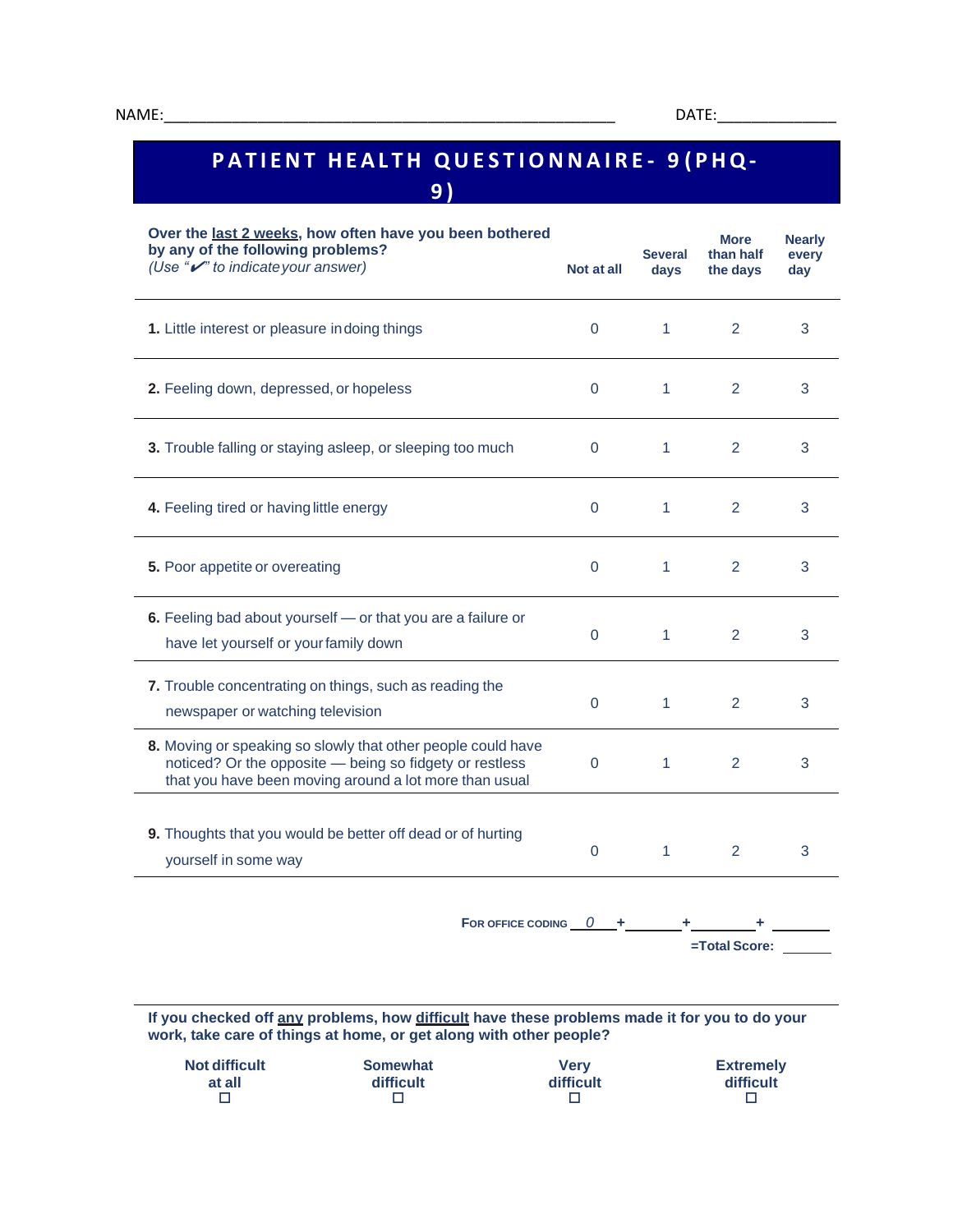NAME:_______________________________________________________ DATE:______________

# PATIENT HEALTH QUESTIONNAIRE- 9 (PHQ-9)

| **Over the last 2 weeks, how often have you been bothered by any of the following problems?** *(Use "✔" to indicate your answer)* | **Not at all** | **Several days** | **More than half the days** | **Nearly every day** |
|---|---|---|---|---|
| **1.** Little interest or pleasure in doing things | 0 | 1 | 2 | 3 |
| **2.** Feeling down, depressed, or hopeless | 0 | 1 | 2 | 3 |
| **3.** Trouble falling or staying asleep, or sleeping too much | 0 | 1 | 2 | 3 |
| **4.** Feeling tired or having little energy | 0 | 1 | 2 | 3 |
| **5.** Poor appetite or overeating | 0 | 1 | 2 | 3 |
| **6.** Feeling bad about yourself — or that you are a failure or have let yourself or your family down | 0 | 1 | 2 | 3 |
| **7.** Trouble concentrating on things, such as reading the newspaper or watching television | 0 | 1 | 2 | 3 |
| **8.** Moving or speaking so slowly that other people could have noticed? Or the opposite — being so fidgety or restless that you have been moving around a lot more than usual | 0 | 1 | 2 | 3 |
| **9.** Thoughts that you would be better off dead or of hurting yourself in some way | 0 | 1 | 2 | 3 |

FOR OFFICE CODING ___0___ + _______ + _______ + _______

=Total Score: _______

**If you checked off any problems, how difficult have these problems made it for you to do your work, take care of things at home, or get along with other people?**

| Not difficult at all | Somewhat difficult | Very difficult | Extremely difficult |
|---|---|---|---|
| ☐ | ☐ | ☐ | ☐ |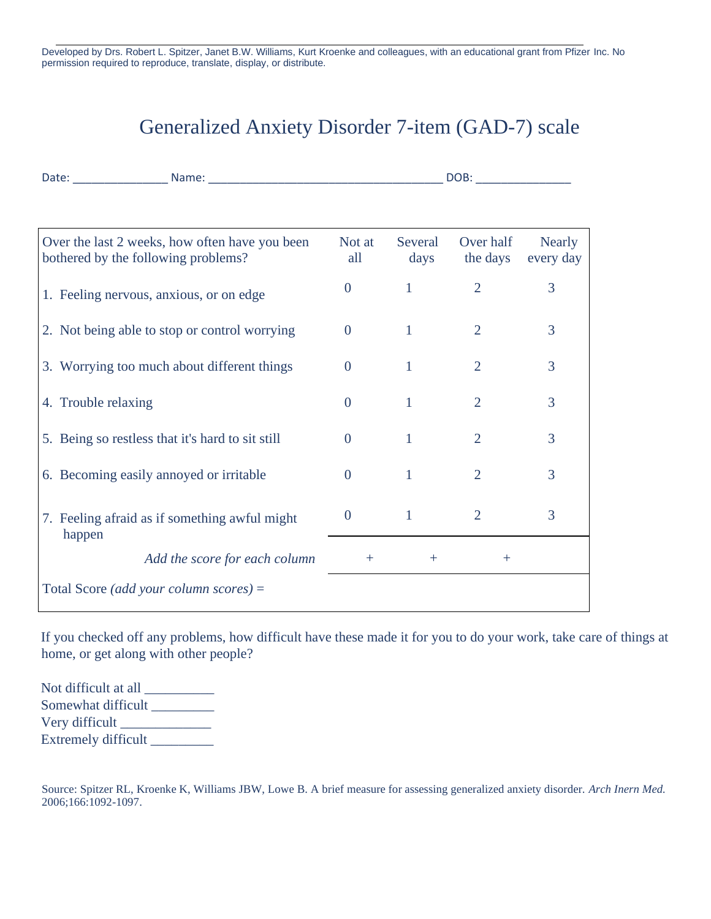Developed by Drs. Robert L. Spitzer, Janet B.W. Williams, Kurt Kroenke and colleagues, with an educational grant from Pfizer Inc. No permission required to reproduce, translate, display, or distribute.

# Generalized Anxiety Disorder 7-item (GAD-7) scale

Date: _______________ Name: _____________________________________ DOB: _______________

| Over the last 2 weeks, how often have you been bothered by the following problems? | Not at all | Several days | Over half the days | Nearly every day |
|---|---|---|---|---|
| 1. Feeling nervous, anxious, or on edge | 0 | 1 | 2 | 3 |
| 2. Not being able to stop or control worrying | 0 | 1 | 2 | 3 |
| 3. Worrying too much about different things | 0 | 1 | 2 | 3 |
| 4. Trouble relaxing | 0 | 1 | 2 | 3 |
| 5. Being so restless that it's hard to sit still | 0 | 1 | 2 | 3 |
| 6. Becoming easily annoyed or irritable | 0 | 1 | 2 | 3 |
| 7. Feeling afraid as if something awful might happen | 0 | 1 | 2 | 3 |
| *Add the score for each column* | + | + | + | |
| Total Score *(add your column scores)* = | | | | |

If you checked off any problems, how difficult have these made it for you to do your work, take care of things at home, or get along with other people?

Not difficult at all __________
Somewhat difficult _________
Very difficult _____________
Extremely difficult _________

Source: Spitzer RL, Kroenke K, Williams JBW, Lowe B. A brief measure for assessing generalized anxiety disorder. *Arch Inern Med.* 2006;166:1092-1097.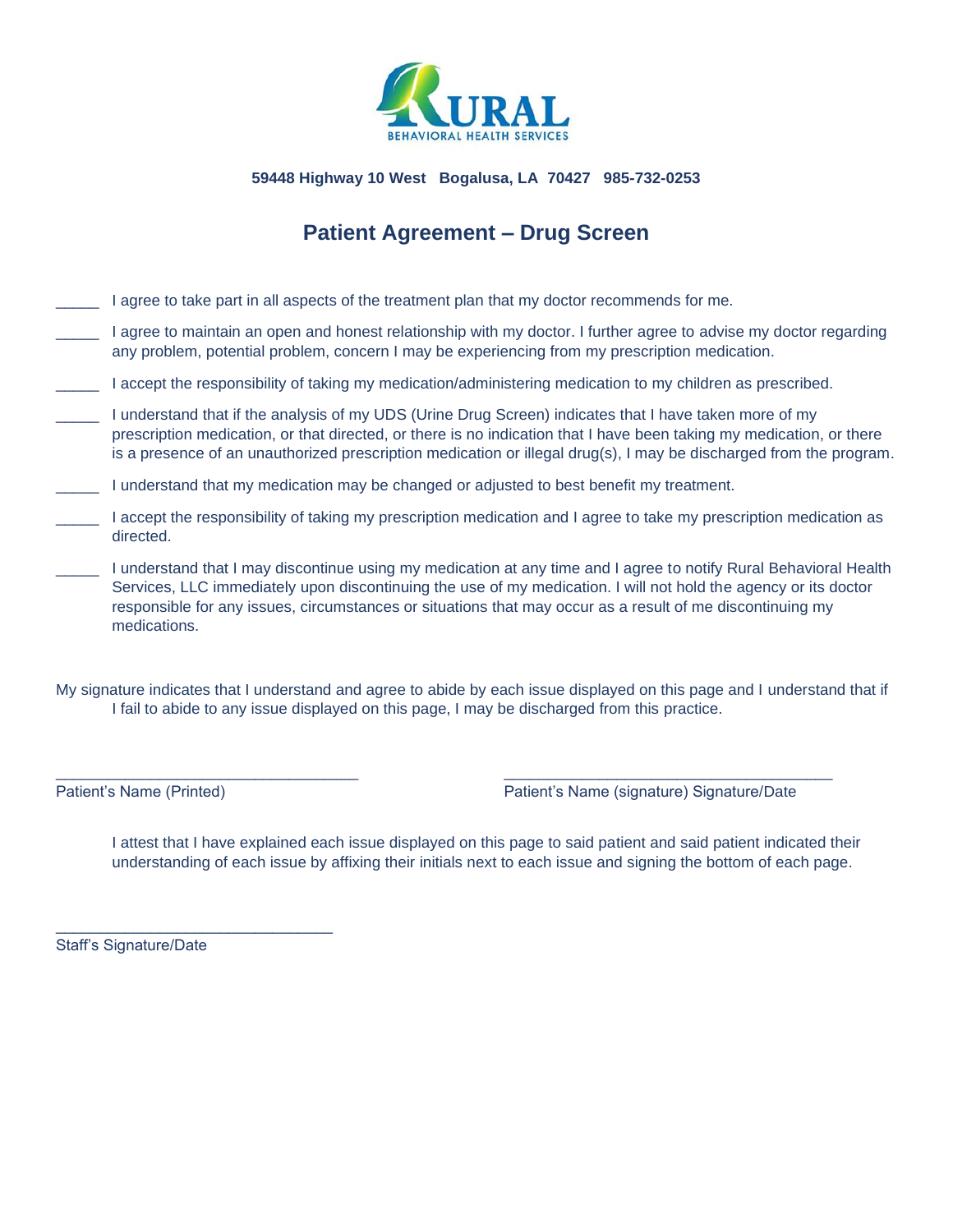RURAL
BEHAVIORAL HEALTH SERVICES

**59448 Highway 10 West   Bogalusa, LA  70427   985-732-0253**

## Patient Agreement – Drug Screen

_____ I agree to take part in all aspects of the treatment plan that my doctor recommends for me.

_____ I agree to maintain an open and honest relationship with my doctor. I further agree to advise my doctor regarding any problem, potential problem, concern I may be experiencing from my prescription medication.

_____ I accept the responsibility of taking my medication/administering medication to my children as prescribed.

_____ I understand that if the analysis of my UDS (Urine Drug Screen) indicates that I have taken more of my prescription medication, or that directed, or there is no indication that I have been taking my medication, or there is a presence of an unauthorized prescription medication or illegal drug(s), I may be discharged from the program.

_____ I understand that my medication may be changed or adjusted to best benefit my treatment.

_____ I accept the responsibility of taking my prescription medication and I agree to take my prescription medication as directed.

_____ I understand that I may discontinue using my medication at any time and I agree to notify Rural Behavioral Health Services, LLC immediately upon discontinuing the use of my medication. I will not hold the agency or its doctor responsible for any issues, circumstances or situations that may occur as a result of me discontinuing my medications.

My signature indicates that I understand and agree to abide by each issue displayed on this page and I understand that if I fail to abide to any issue displayed on this page, I may be discharged from this practice.

_________________________________ Patient's Name (Printed)

_________________________________ Patient's Name (signature) Signature/Date

I attest that I have explained each issue displayed on this page to said patient and said patient indicated their understanding of each issue by affixing their initials next to each issue and signing the bottom of each page.

_________________________________ Staff's Signature/Date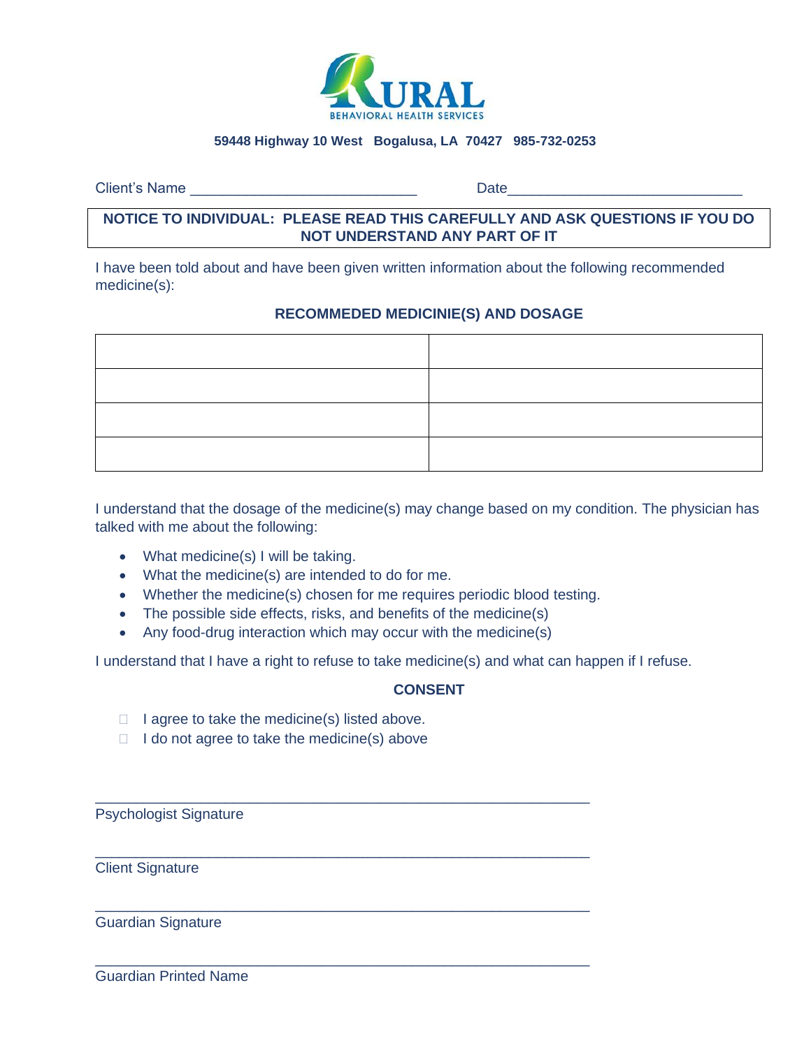# RURAL
BEHAVIORAL HEALTH SERVICES

**59448 Highway 10 West Bogalusa, LA 70427 985-732-0253**

Client's Name ____________________________ Date_____________________________

**NOTICE TO INDIVIDUAL: PLEASE READ THIS CAREFULLY AND ASK QUESTIONS IF YOU DO NOT UNDERSTAND ANY PART OF IT**

I have been told about and have been given written information about the following recommended medicine(s):

**RECOMMEDED MEDICINIE(S) AND DOSAGE**

| | |
|---|---|
| | |
| | |
| | |
| | |

I understand that the dosage of the medicine(s) may change based on my condition. The physician has talked with me about the following:

- What medicine(s) I will be taking.
- What the medicine(s) are intended to do for me.
- Whether the medicine(s) chosen for me requires periodic blood testing.
- The possible side effects, risks, and benefits of the medicine(s)
- Any food-drug interaction which may occur with the medicine(s)

I understand that I have a right to refuse to take medicine(s) and what can happen if I refuse.

**CONSENT**

- ☐ I agree to take the medicine(s) listed above.
- ☐ I do not agree to take the medicine(s) above

______________________________________________________
Psychologist Signature

______________________________________________________
Client Signature

______________________________________________________
Guardian Signature

______________________________________________________
Guardian Printed Name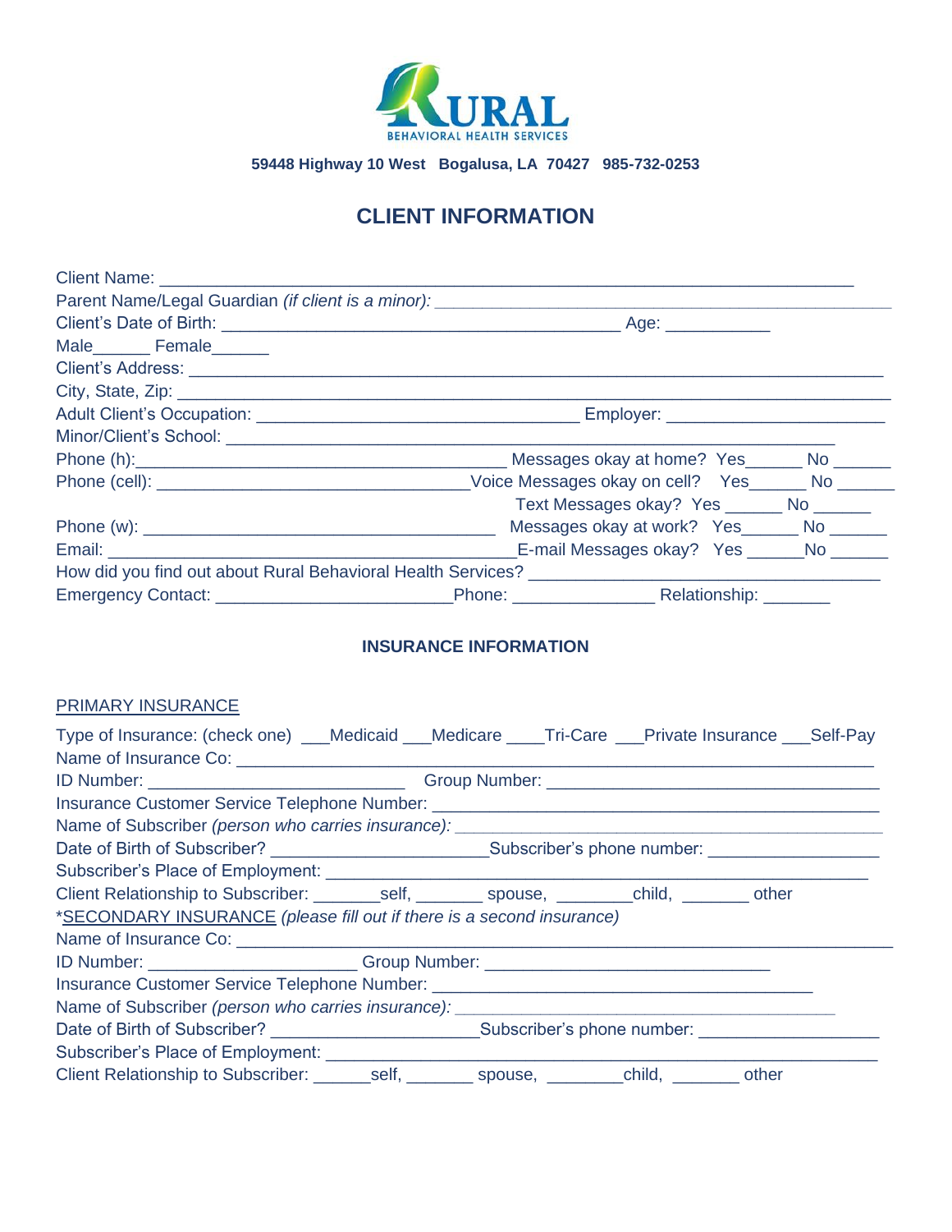RURAL
BEHAVIORAL HEALTH SERVICES

**59448 Highway 10 West Bogalusa, LA 70427 985-732-0253**

# CLIENT INFORMATION

Client Name: ___________________________________________________________________________

Parent Name/Legal Guardian *(if client is a minor):* ___________________________________________

Client's Date of Birth: ___________________________________________ Age: ___________

Male______ Female______

Client's Address: ___________________________________________________________________________

City, State, Zip: ___________________________________________________________________________

Adult Client's Occupation: ___________________________________ Employer: _______________________

Minor/Client's School: _________________________________________________________________

Phone (h):________________________________________ Messages okay at home? Yes______ No ______

Phone (cell): ________________________________ Voice Messages okay on cell? Yes______ No ______

Text Messages okay? Yes ______ No ______

Phone (w): ________________________________________ Messages okay at work? Yes______ No ______

Email: ____________________________________________ E-mail Messages okay? Yes ______No ______

How did you find out about Rural Behavioral Health Services? ____________________________________

Emergency Contact: _________________________ Phone: _______________ Relationship: _______

## INSURANCE INFORMATION

PRIMARY INSURANCE

Type of Insurance: (check one) ___Medicaid ___Medicare ____Tri-Care ___Private Insurance ___Self-Pay

Name of Insurance Co: ____________________________________________________________________

ID Number: ___________________________ Group Number: ____________________________________

Insurance Customer Service Telephone Number: _______________________________________________

Name of Subscriber *(person who carries insurance):* ______________________________________________

Date of Birth of Subscriber? _______________________Subscriber's phone number: __________________

Subscriber's Place of Employment: __________________________________________________________

Client Relationship to Subscriber: _______self, _______ spouse, ________child, _______ other

*SECONDARY INSURANCE *(please fill out if there is a second insurance)*

Name of Insurance Co: ______________________________________________________________________

ID Number: ______________________ Group Number: ______________________________

Insurance Customer Service Telephone Number: _________________________________________

Name of Subscriber *(person who carries insurance):* _________________________________________

Date of Birth of Subscriber? ______________________Subscriber's phone number: ___________________

Subscriber's Place of Employment: ___________________________________________________________

Client Relationship to Subscriber: ______self, _______ spouse, ________child, _______ other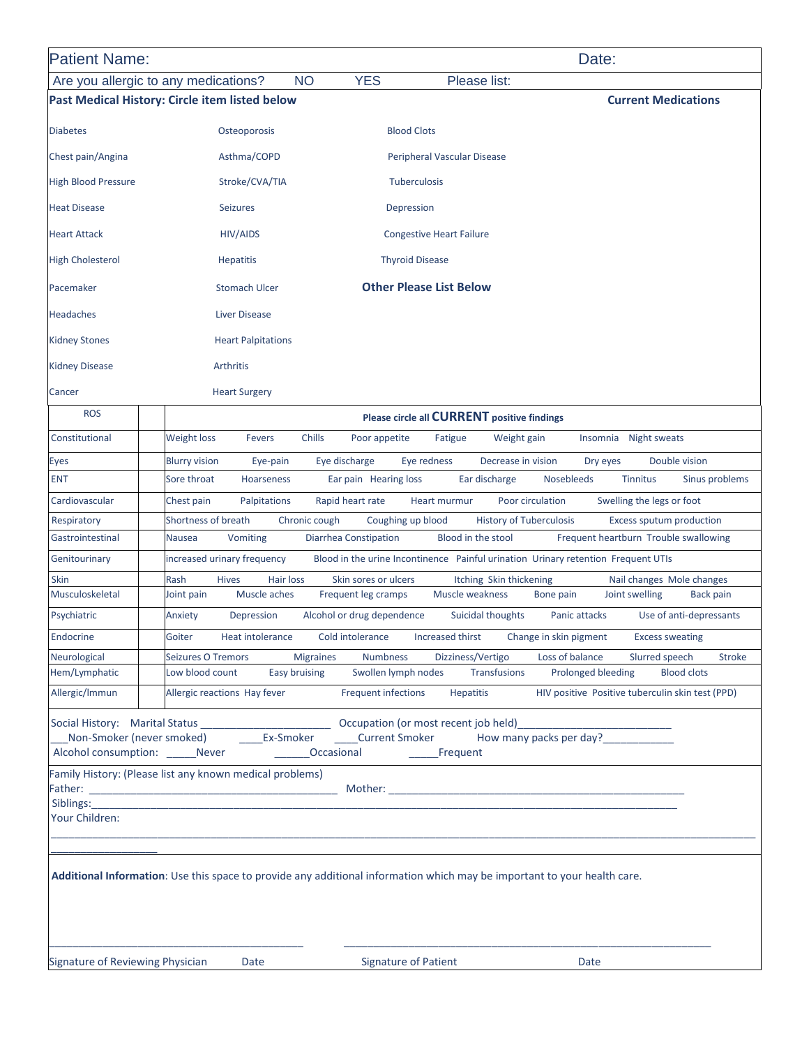Patient Name: Date:

Are you allergic to any medications? NO YES Please list:

**Past Medical History: Circle item listed below** **Current Medications**

| | | |
|---|---|---|
| Diabetes | Osteoporosis | Blood Clots |
| Chest pain/Angina | Asthma/COPD | Peripheral Vascular Disease |
| High Blood Pressure | Stroke/CVA/TIA | Tuberculosis |
| Heat Disease | Seizures | Depression |
| Heart Attack | HIV/AIDS | Congestive Heart Failure |
| High Cholesterol | Hepatitis | Thyroid Disease |
| Pacemaker | Stomach Ulcer | **Other Please List Below** |
| Headaches | Liver Disease | |
| Kidney Stones | Heart Palpitations | |
| Kidney Disease | Arthritis | |
| Cancer | Heart Surgery | |

| ROS | | Please circle all **CURRENT** positive findings |
|---|---|---|
| Constitutional | | Weight loss Fevers Chills Poor appetite Fatigue Weight gain Insomnia Night sweats |
| Eyes | | Blurry vision Eye-pain Eye discharge Eye redness Decrease in vision Dry eyes Double vision |
| ENT | | Sore throat Hoarseness Ear pain Hearing loss Ear discharge Nosebleeds Tinnitus Sinus problems |
| Cardiovascular | | Chest pain Palpitations Rapid heart rate Heart murmur Poor circulation Swelling the legs or foot |
| Respiratory | | Shortness of breath Chronic cough Coughing up blood History of Tuberculosis Excess sputum production |
| Gastrointestinal | | Nausea Vomiting Diarrhea Constipation Blood in the stool Frequent heartburn Trouble swallowing |
| Genitourinary | | increased urinary frequency Blood in the urine Incontinence Painful urination Urinary retention Frequent UTIs |
| Skin | | Rash Hives Hair loss Skin sores or ulcers Itching Skin thickening Nail changes Mole changes |
| Musculoskeletal | | Joint pain Muscle aches Frequent leg cramps Muscle weakness Bone pain Joint swelling Back pain |
| Psychiatric | | Anxiety Depression Alcohol or drug dependence Suicidal thoughts Panic attacks Use of anti-depressants |
| Endocrine | | Goiter Heat intolerance Cold intolerance Increased thirst Change in skin pigment Excess sweating |
| Neurological | | Seizures O Tremors Migraines Numbness Dizziness/Vertigo Loss of balance Slurred speech Stroke |
| Hem/Lymphatic | | Low blood count Easy bruising Swollen lymph nodes Transfusions Prolonged bleeding Blood clots |
| Allergic/Immun | | Allergic reactions Hay fever Frequent infections Hepatitis HIV positive Positive tuberculin skin test (PPD) |

Social History: Marital Status ______________________ Occupation (or most recent job held)__________________________

___Non-Smoker (never smoked) _____Ex-Smoker ____Current Smoker How many packs per day?____________

Alcohol consumption: _____Never ______Occasional _____Frequent

Family History: (Please list any known medical problems)

Father: __________________________________________ Mother: __________________________________________________

Siblings:________________________________________________________________________________________________

Your Children:

__________________________________________________________________________________________________________

__________________

**Additional Information**: Use this space to provide any additional information which may be important to your health care.

___________________________________________ ______________________________________________________________

Signature of Reviewing Physician Date Signature of Patient Date